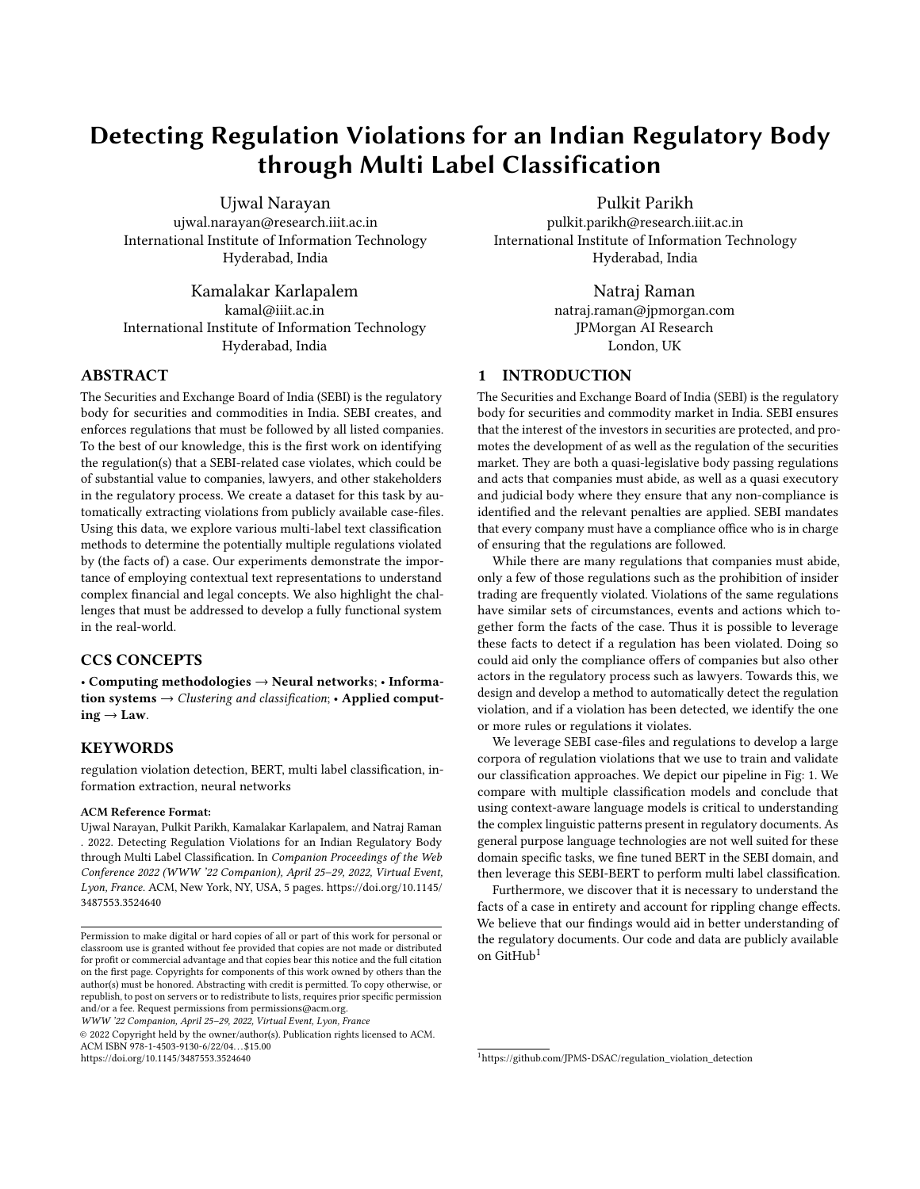# Detecting Regulation Violations for an Indian Regulatory Body through Multi Label Classification

Ujwal Narayan
ujwal.narayan@research.iiit.ac.in
International Institute of Information Technology
Hyderabad, India

Pulkit Parikh
pulkit.parikh@research.iiit.ac.in
International Institute of Information Technology
Hyderabad, India

Kamalakar Karlapalem
kamal@iiit.ac.in
International Institute of Information Technology
Hyderabad, India

Natraj Raman
natraj.raman@jpmorgan.com
JPMorgan AI Research
London, UK

## ABSTRACT

The Securities and Exchange Board of India (SEBI) is the regulatory body for securities and commodities in India. SEBI creates, and enforces regulations that must be followed by all listed companies. To the best of our knowledge, this is the first work on identifying the regulation(s) that a SEBI-related case violates, which could be of substantial value to companies, lawyers, and other stakeholders in the regulatory process. We create a dataset for this task by automatically extracting violations from publicly available case-files. Using this data, we explore various multi-label text classification methods to determine the potentially multiple regulations violated by (the facts of) a case. Our experiments demonstrate the importance of employing contextual text representations to understand complex financial and legal concepts. We also highlight the challenges that must be addressed to develop a fully functional system in the real-world.

## CCS CONCEPTS

• **Computing methodologies** → **Neural networks**; • **Information systems** → *Clustering and classification*; • **Applied computing** → **Law**.

## KEYWORDS

regulation violation detection, BERT, multi label classification, information extraction, neural networks

**ACM Reference Format:**
Ujwal Narayan, Pulkit Parikh, Kamalakar Karlapalem, and Natraj Raman . 2022. Detecting Regulation Violations for an Indian Regulatory Body through Multi Label Classification. In *Companion Proceedings of the Web Conference 2022 (WWW '22 Companion), April 25–29, 2022, Virtual Event, Lyon, France.* ACM, New York, NY, USA, 5 pages. https://doi.org/10.1145/3487553.3524640

Permission to make digital or hard copies of all or part of this work for personal or classroom use is granted without fee provided that copies are not made or distributed for profit or commercial advantage and that copies bear this notice and the full citation on the first page. Copyrights for components of this work owned by others than the author(s) must be honored. Abstracting with credit is permitted. To copy otherwise, or republish, to post on servers or to redistribute to lists, requires prior specific permission and/or a fee. Request permissions from permissions@acm.org.
*WWW '22 Companion, April 25–29, 2022, Virtual Event, Lyon, France*
© 2022 Copyright held by the owner/author(s). Publication rights licensed to ACM.
ACM ISBN 978-1-4503-9130-6/22/04...$15.00
https://doi.org/10.1145/3487553.3524640

## 1 INTRODUCTION

The Securities and Exchange Board of India (SEBI) is the regulatory body for securities and commodity market in India. SEBI ensures that the interest of the investors in securities are protected, and promotes the development of as well as the regulation of the securities market. They are both a quasi-legislative body passing regulations and acts that companies must abide, as well as a quasi executory and judicial body where they ensure that any non-compliance is identified and the relevant penalties are applied. SEBI mandates that every company must have a compliance office who is in charge of ensuring that the regulations are followed.

While there are many regulations that companies must abide, only a few of those regulations such as the prohibition of insider trading are frequently violated. Violations of the same regulations have similar sets of circumstances, events and actions which together form the facts of the case. Thus it is possible to leverage these facts to detect if a regulation has been violated. Doing so could aid only the compliance offers of companies but also other actors in the regulatory process such as lawyers. Towards this, we design and develop a method to automatically detect the regulation violation, and if a violation has been detected, we identify the one or more rules or regulations it violates.

We leverage SEBI case-files and regulations to develop a large corpora of regulation violations that we use to train and validate our classification approaches. We depict our pipeline in Fig: 1. We compare with multiple classification models and conclude that using context-aware language models is critical to understanding the complex linguistic patterns present in regulatory documents. As general purpose language technologies are not well suited for these domain specific tasks, we fine tuned BERT in the SEBI domain, and then leverage this SEBI-BERT to perform multi label classification.

Furthermore, we discover that it is necessary to understand the facts of a case in entirety and account for rippling change effects. We believe that our findings would aid in better understanding of the regulatory documents. Our code and data are publicly available on GitHub[1]

[1]https://github.com/JPMS-DSAC/regulation_violation_detection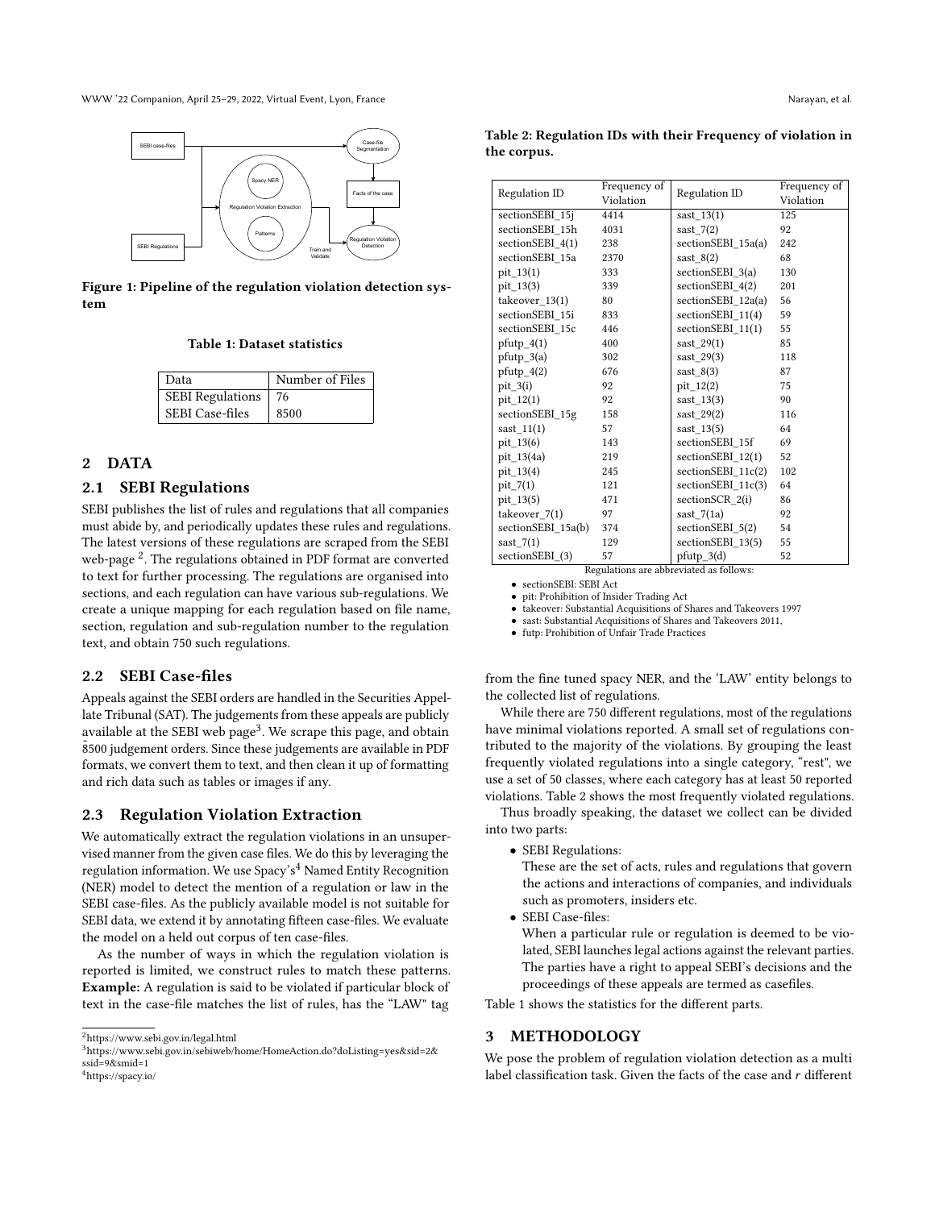Figure 1: Pipeline of the regulation violation detection system

**Table 1: Dataset statistics**

| Data | Number of Files |
| --- | --- |
| SEBI Regulations | 76 |
| SEBI Case-files | 8500 |

## 2 DATA

### 2.1 SEBI Regulations

SEBI publishes the list of rules and regulations that all companies must abide by, and periodically updates these rules and regulations. The latest versions of these regulations are scraped from the SEBI web-page [2]. The regulations obtained in PDF format are converted to text for further processing. The regulations are organised into sections, and each regulation can have various sub-regulations. We create a unique mapping for each regulation based on file name, section, regulation and sub-regulation number to the regulation text, and obtain 750 such regulations.

### 2.2 SEBI Case-files

Appeals against the SEBI orders are handled in the Securities Appellate Tribunal (SAT). The judgements from these appeals are publicly available at the SEBI web page[3]. We scrape this page, and obtain ~8500 judgement orders. Since these judgements are available in PDF formats, we convert them to text, and then clean it up of formatting and rich data such as tables or images if any.

### 2.3 Regulation Violation Extraction

We automatically extract the regulation violations in an unsupervised manner from the given case files. We do this by leveraging the regulation information. We use Spacy's[4] Named Entity Recognition (NER) model to detect the mention of a regulation or law in the SEBI case-files. As the publicly available model is not suitable for SEBI data, we extend it by annotating fifteen case-files. We evaluate the model on a held out corpus of ten case-files.

As the number of ways in which the regulation violation is reported is limited, we construct rules to match these patterns. **Example:** A regulation is said to be violated if particular block of text in the case-file matches the list of rules, has the "LAW" tag from the fine tuned spacy NER, and the 'LAW' entity belongs to the collected list of regulations.

While there are 750 different regulations, most of the regulations have minimal violations reported. A small set of regulations contributed to the majority of the violations. By grouping the least frequently violated regulations into a single category, "rest", we use a set of 50 classes, where each category has at least 50 reported violations. Table 2 shows the most frequently violated regulations.

Thus broadly speaking, the dataset we collect can be divided into two parts:

- SEBI Regulations:
  These are the set of acts, rules and regulations that govern the actions and interactions of companies, and individuals such as promoters, insiders etc.
- SEBI Case-files:
  When a particular rule or regulation is deemed to be violated, SEBI launches legal actions against the relevant parties. The parties have a right to appeal SEBI's decisions and the proceedings of these appeals are termed as casefiles.

Table 1 shows the statistics for the different parts.

**Table 2: Regulation IDs with their Frequency of violation in the corpus.**

| Regulation ID | Frequency of Violation | Regulation ID | Frequency of Violation |
| --- | --- | --- | --- |
| sectionSEBI_15j | 4414 | sast_13(1) | 125 |
| sectionSEBI_15h | 4031 | sast_7(2) | 92 |
| sectionSEBI_4(1) | 238 | sectionSEBI_15a(a) | 242 |
| sectionSEBI_15a | 2370 | sast_8(2) | 68 |
| pit_13(1) | 333 | sectionSEBI_3(a) | 130 |
| pit_13(3) | 339 | sectionSEBI_4(2) | 201 |
| takeover_13(1) | 80 | sectionSEBI_12a(a) | 56 |
| sectionSEBI_15i | 833 | sectionSEBI_11(4) | 59 |
| sectionSEBI_15c | 446 | sectionSEBI_11(1) | 55 |
| pfutp_4(1) | 400 | sast_29(1) | 85 |
| pfutp_3(a) | 302 | sast_29(3) | 118 |
| pfutp_4(2) | 676 | sast_8(3) | 87 |
| pit_3(i) | 92 | pit_12(2) | 75 |
| pit_12(1) | 92 | sast_13(3) | 90 |
| sectionSEBI_15g | 158 | sast_29(2) | 116 |
| sast_11(1) | 57 | sast_13(5) | 64 |
| pit_13(6) | 143 | sectionSEBI_15f | 69 |
| pit_13(4a) | 219 | sectionSEBI_12(1) | 52 |
| pit_13(4) | 245 | sectionSEBI_11c(2) | 102 |
| pit_7(1) | 121 | sectionSEBI_11c(3) | 64 |
| pit_13(5) | 471 | sectionSCR_2(i) | 86 |
| takeover_7(1) | 97 | sast_7(1a) | 92 |
| sectionSEBI_15a(b) | 374 | sectionSEBI_5(2) | 54 |
| sast_7(1) | 129 | sectionSEBI_13(5) | 55 |
| sectionSEBI_(3) | 57 | pfutp_3(d) | 52 |

Regulations are abbreviated as follows:

- sectionSEBI: SEBI Act
- pit: Prohibition of Insider Trading Act
- takeover: Substantial Acquisitions of Shares and Takeovers 1997
- sast: Substantial Acquisitions of Shares and Takeovers 2011,
- futp: Prohibition of Unfair Trade Practices

## 3 METHODOLOGY

We pose the problem of regulation violation detection as a multi label classification task. Given the facts of the case and $r$ different

[2] https://www.sebi.gov.in/legal.html
[3] https://www.sebi.gov.in/sebiweb/home/HomeAction.do?doListing=yes&sid=2&ssid=9&smid=1
[4] https://spacy.io/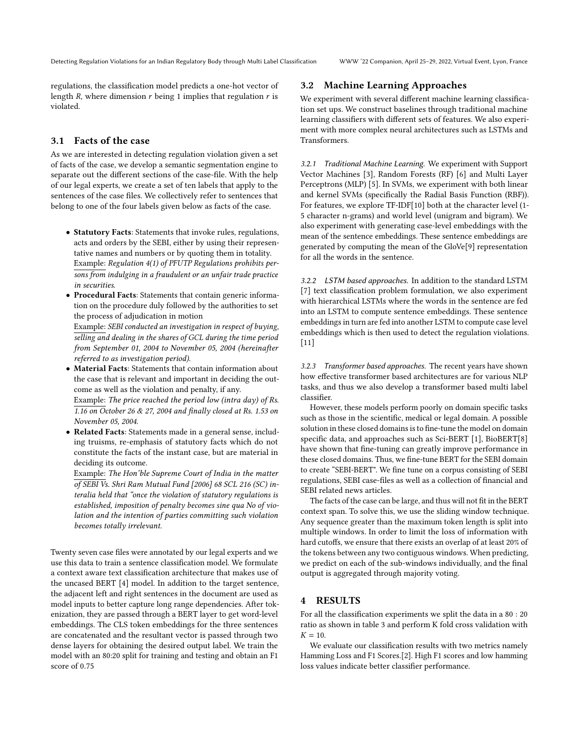regulations, the classification model predicts a one-hot vector of length $R$, where dimension $r$ being 1 implies that regulation $r$ is violated.

## 3.1 Facts of the case

As we are interested in detecting regulation violation given a set of facts of the case, we develop a semantic segmentation engine to separate out the different sections of the case-file. With the help of our legal experts, we create a set of ten labels that apply to the sentences of the case files. We collectively refer to sentences that belong to one of the four labels given below as facts of the case.

- **Statutory Facts**: Statements that invoke rules, regulations, acts and orders by the SEBI, either by using their representative names and numbers or by quoting them in totality.
  Example: *Regulation 4(1) of PFUTP Regulations prohibits persons from indulging in a fraudulent or an unfair trade practice in securities.*
- **Procedural Facts**: Statements that contain generic information on the procedure duly followed by the authorities to set the process of adjudication in motion
  Example: *SEBI conducted an investigation in respect of buying, selling and dealing in the shares of GCL during the time period from September 01, 2004 to November 05, 2004 (hereinafter referred to as investigation period).*
- **Material Facts**: Statements that contain information about the case that is relevant and important in deciding the outcome as well as the violation and penalty, if any.
  Example: *The price reached the period low (intra day) of Rs. 1.16 on October 26 & 27, 2004 and finally closed at Rs. 1.53 on November 05, 2004.*
- **Related Facts**: Statements made in a general sense, including truisms, re-emphasis of statutory facts which do not constitute the facts of the instant case, but are material in deciding its outcome.
  Example: *The Hon'ble Supreme Court of India in the matter of SEBI Vs. Shri Ram Mutual Fund [2006] 68 SCL 216 (SC) interalia held that "once the violation of statutory regulations is established, imposition of penalty becomes sine qua No of violation and the intention of parties committing such violation becomes totally irrelevant.*

Twenty seven case files were annotated by our legal experts and we use this data to train a sentence classification model. We formulate a context aware text classification architecture that makes use of the uncased BERT [4] model. In addition to the target sentence, the adjacent left and right sentences in the document are used as model inputs to better capture long range dependencies. After tokenization, they are passed through a BERT layer to get word-level embeddings. The CLS token embeddings for the three sentences are concatenated and the resultant vector is passed through two dense layers for obtaining the desired output label. We train the model with an 80:20 split for training and testing and obtain an F1 score of 0.75

## 3.2 Machine Learning Approaches

We experiment with several different machine learning classification set ups. We construct baselines through traditional machine learning classifiers with different sets of features. We also experiment with more complex neural architectures such as LSTMs and Transformers.

#### 3.2.1 Traditional Machine Learning.

We experiment with Support Vector Machines [3], Random Forests (RF) [6] and Multi Layer Perceptrons (MLP) [5]. In SVMs, we experiment with both linear and kernel SVMs (specifically the Radial Basis Function (RBF)). For features, we explore TF-IDF[10] both at the character level (1-5 character n-grams) and world level (unigram and bigram). We also experiment with generating case-level embeddings with the mean of the sentence embeddings. These sentence embeddings are generated by computing the mean of the GloVe[9] representation for all the words in the sentence.

#### 3.2.2 LSTM based approaches.

In addition to the standard LSTM [7] text classification problem formulation, we also experiment with hierarchical LSTMs where the words in the sentence are fed into an LSTM to compute sentence embeddings. These sentence embeddings in turn are fed into another LSTM to compute case level embeddings which is then used to detect the regulation violations. [11]

#### 3.2.3 Transformer based approaches.

The recent years have shown how effective transformer based architectures are for various NLP tasks, and thus we also develop a transformer based multi label classifier.

However, these models perform poorly on domain specific tasks such as those in the scientific, medical or legal domain. A possible solution in these closed domains is to fine-tune the model on domain specific data, and approaches such as Sci-BERT [1], BioBERT[8] have shown that fine-tuning can greatly improve performance in these closed domains. Thus, we fine-tune BERT for the SEBI domain to create "SEBI-BERT". We fine tune on a corpus consisting of SEBI regulations, SEBI case-files as well as a collection of financial and SEBI related news articles.

The facts of the case can be large, and thus will not fit in the BERT context span. To solve this, we use the sliding window technique. Any sequence greater than the maximum token length is split into multiple windows. In order to limit the loss of information with hard cutoffs, we ensure that there exists an overlap of at least 20% of the tokens between any two contiguous windows. When predicting, we predict on each of the sub-windows individually, and the final output is aggregated through majority voting.

# 4 RESULTS

For all the classification experiments we split the data in a $80 : 20$ ratio as shown in table 3 and perform K fold cross validation with $K = 10$.

We evaluate our classification results with two metrics namely Hamming Loss and F1 Scores.[2]. High F1 scores and low hamming loss values indicate better classifier performance.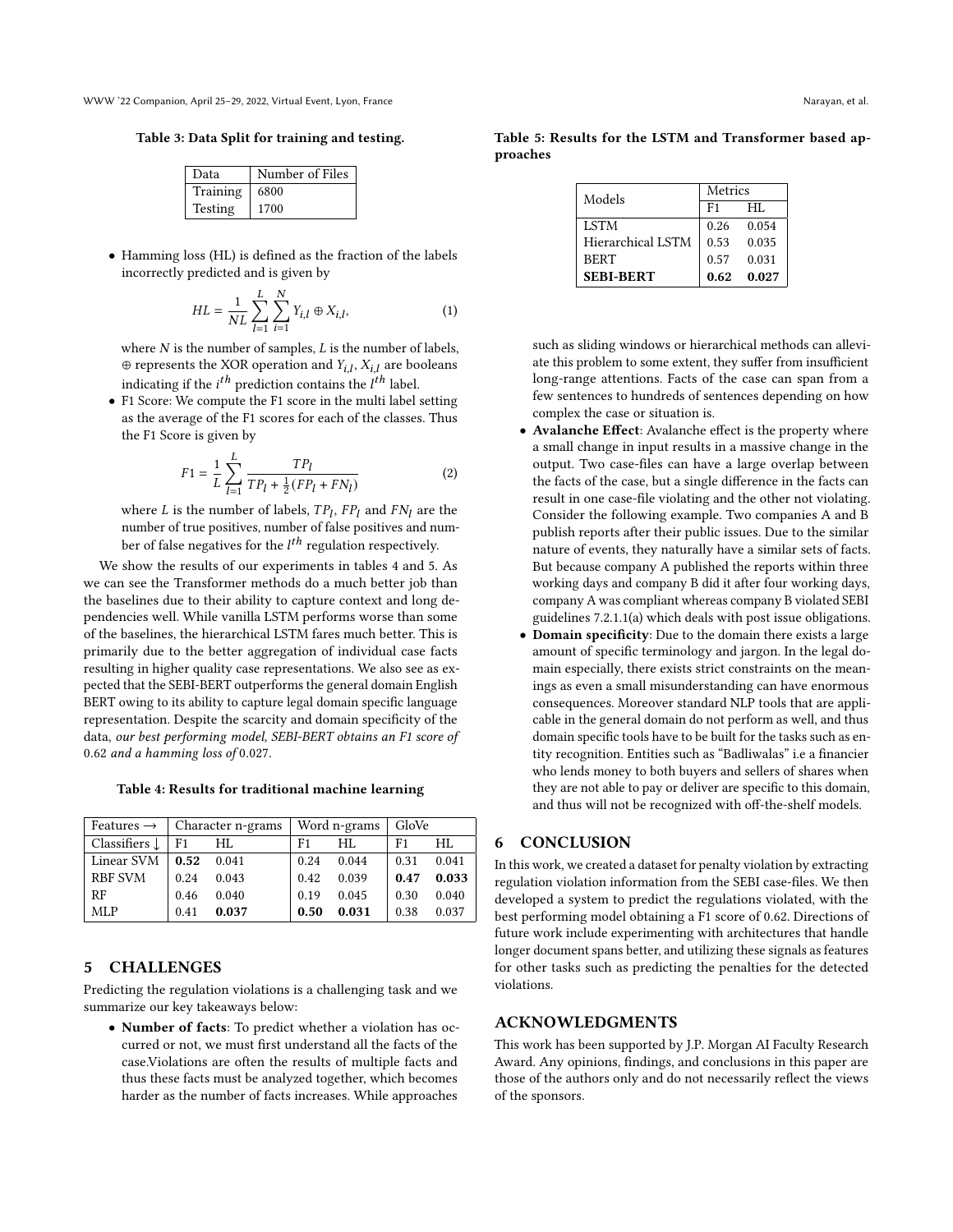Table 3: Data Split for training and testing.

| Data | Number of Files |
|---|---|
| Training | 6800 |
| Testing | 1700 |

- Hamming loss (HL) is defined as the fraction of the labels incorrectly predicted and is given by

$$HL = \frac{1}{NL} \sum_{l=1}^{L} \sum_{i=1}^{N} Y_{i,l} \oplus X_{i,l}, \tag{1}$$

  where $N$ is the number of samples, $L$ is the number of labels, $\oplus$ represents the XOR operation and $Y_{i,l}$, $X_{i,l}$ are booleans indicating if the $i^{th}$ prediction contains the $l^{th}$ label.

- F1 Score: We compute the F1 score in the multi label setting as the average of the F1 scores for each of the classes. Thus the F1 Score is given by

$$F1 = \frac{1}{L} \sum_{l=1}^{L} \frac{TP_l}{TP_l + \frac{1}{2}(FP_l + FN_l)} \tag{2}$$

  where $L$ is the number of labels, $TP_l$, $FP_l$ and $FN_l$ are the number of true positives, number of false positives and number of false negatives for the $l^{th}$ regulation respectively.

We show the results of our experiments in tables 4 and 5. As we can see the Transformer methods do a much better job than the baselines due to their ability to capture context and long dependencies well. While vanilla LSTM performs worse than some of the baselines, the hierarchical LSTM fares much better. This is primarily due to the better aggregation of individual case facts resulting in higher quality case representations. We also see as expected that the SEBI-BERT outperforms the general domain English BERT owing to its ability to capture legal domain specific language representation. Despite the scarcity and domain specificity of the data, *our best performing model, SEBI-BERT obtains an F1 score of* 0.62 *and a hamming loss of* 0.027.

Table 4: Results for traditional machine learning

| Features → | Character n-grams | | Word n-grams | | GloVe | |
|---|---|---|---|---|---|---|
| Classifiers ↓ | F1 | HL | F1 | HL | F1 | HL |
| Linear SVM | **0.52** | 0.041 | 0.24 | 0.044 | 0.31 | 0.041 |
| RBF SVM | 0.24 | 0.043 | 0.42 | 0.039 | **0.47** | **0.033** |
| RF | 0.46 | 0.040 | 0.19 | 0.045 | 0.30 | 0.040 |
| MLP | 0.41 | **0.037** | **0.50** | **0.031** | 0.38 | 0.037 |

## 5 CHALLENGES

Predicting the regulation violations is a challenging task and we summarize our key takeaways below:

- **Number of facts**: To predict whether a violation has occurred or not, we must first understand all the facts of the case.Violations are often the results of multiple facts and thus these facts must be analyzed together, which becomes harder as the number of facts increases. While approaches such as sliding windows or hierarchical methods can alleviate this problem to some extent, they suffer from insufficient long-range attentions. Facts of the case can span from a few sentences to hundreds of sentences depending on how complex the case or situation is.
- **Avalanche Effect**: Avalanche effect is the property where a small change in input results in a massive change in the output. Two case-files can have a large overlap between the facts of the case, but a single difference in the facts can result in one case-file violating and the other not violating. Consider the following example. Two companies A and B publish reports after their public issues. Due to the similar nature of events, they naturally have a similar sets of facts. But because company A published the reports within three working days and company B did it after four working days, company A was compliant whereas company B violated SEBI guidelines 7.2.1.1(a) which deals with post issue obligations.
- **Domain specificity**: Due to the domain there exists a large amount of specific terminology and jargon. In the legal domain especially, there exists strict constraints on the meanings as even a small misunderstanding can have enormous consequences. Moreover standard NLP tools that are applicable in the general domain do not perform as well, and thus domain specific tools have to be built for the tasks such as entity recognition. Entities such as "Badliwalas" i.e a financier who lends money to both buyers and sellers of shares when they are not able to pay or deliver are specific to this domain, and thus will not be recognized with off-the-shelf models.

Table 5: Results for the LSTM and Transformer based approaches

| Models | Metrics | |
|---|---|---|
| | F1 | HL |
| LSTM | 0.26 | 0.054 |
| Hierarchical LSTM | 0.53 | 0.035 |
| BERT | 0.57 | 0.031 |
| **SEBI-BERT** | **0.62** | **0.027** |

## 6 CONCLUSION

In this work, we created a dataset for penalty violation by extracting regulation violation information from the SEBI case-files. We then developed a system to predict the regulations violated, with the best performing model obtaining a F1 score of 0.62. Directions of future work include experimenting with architectures that handle longer document spans better, and utilizing these signals as features for other tasks such as predicting the penalties for the detected violations.

## ACKNOWLEDGMENTS

This work has been supported by J.P. Morgan AI Faculty Research Award. Any opinions, findings, and conclusions in this paper are those of the authors only and do not necessarily reflect the views of the sponsors.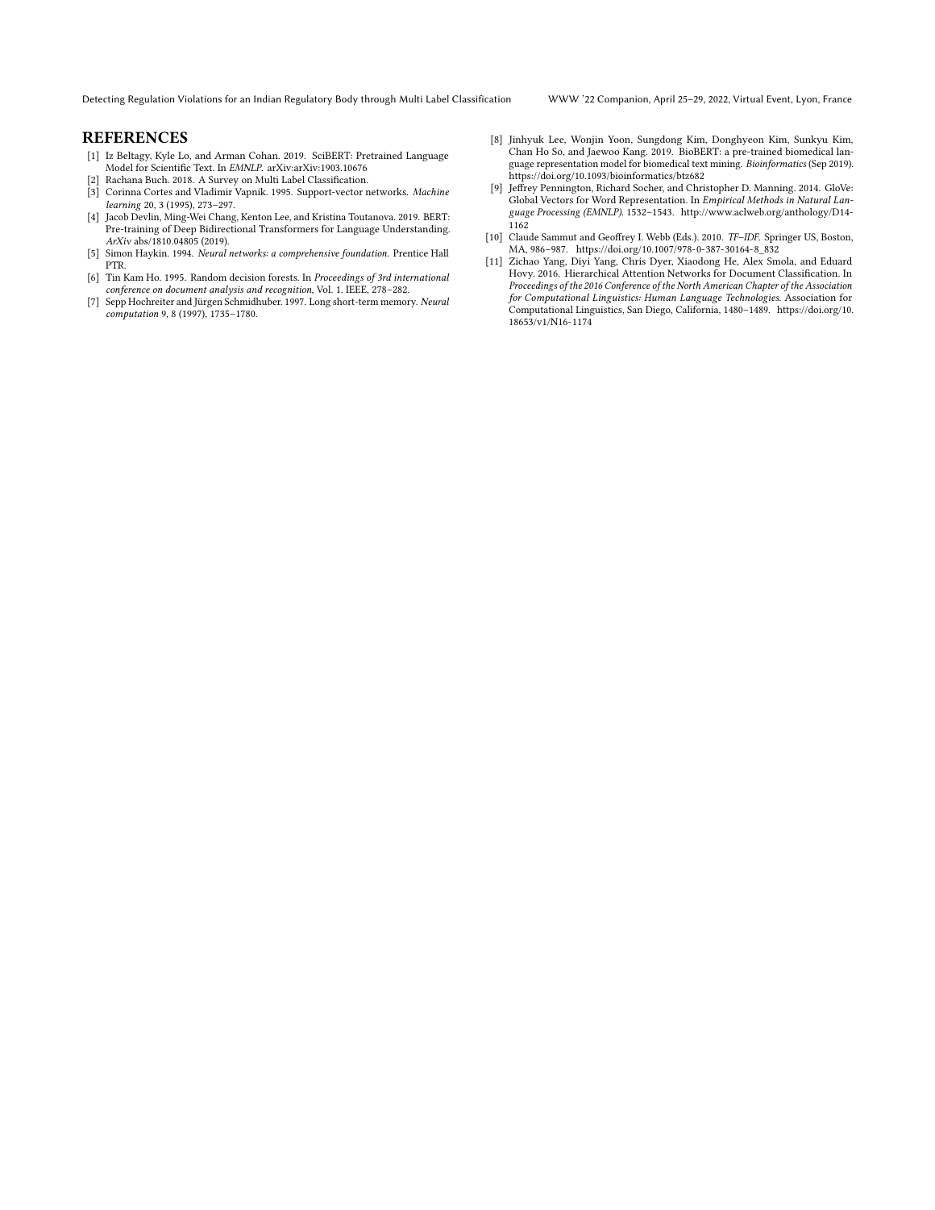## REFERENCES

[1] Iz Beltagy, Kyle Lo, and Arman Cohan. 2019. SciBERT: Pretrained Language Model for Scientific Text. In *EMNLP*. arXiv:arXiv:1903.10676

[2] Rachana Buch. 2018. A Survey on Multi Label Classification.

[3] Corinna Cortes and Vladimir Vapnik. 1995. Support-vector networks. *Machine learning* 20, 3 (1995), 273–297.

[4] Jacob Devlin, Ming-Wei Chang, Kenton Lee, and Kristina Toutanova. 2019. BERT: Pre-training of Deep Bidirectional Transformers for Language Understanding. *ArXiv* abs/1810.04805 (2019).

[5] Simon Haykin. 1994. *Neural networks: a comprehensive foundation.* Prentice Hall PTR.

[6] Tin Kam Ho. 1995. Random decision forests. In *Proceedings of 3rd international conference on document analysis and recognition*, Vol. 1. IEEE, 278–282.

[7] Sepp Hochreiter and Jürgen Schmidhuber. 1997. Long short-term memory. *Neural computation* 9, 8 (1997), 1735–1780.

[8] Jinhyuk Lee, Wonjin Yoon, Sungdong Kim, Donghyeon Kim, Sunkyu Kim, Chan Ho So, and Jaewoo Kang. 2019. BioBERT: a pre-trained biomedical language representation model for biomedical text mining. *Bioinformatics* (Sep 2019). https://doi.org/10.1093/bioinformatics/btz682

[9] Jeffrey Pennington, Richard Socher, and Christopher D. Manning. 2014. GloVe: Global Vectors for Word Representation. In *Empirical Methods in Natural Language Processing (EMNLP)*. 1532–1543. http://www.aclweb.org/anthology/D14-1162

[10] Claude Sammut and Geoffrey I. Webb (Eds.). 2010. *TF–IDF*. Springer US, Boston, MA, 986–987. https://doi.org/10.1007/978-0-387-30164-8_832

[11] Zichao Yang, Diyi Yang, Chris Dyer, Xiaodong He, Alex Smola, and Eduard Hovy. 2016. Hierarchical Attention Networks for Document Classification. In *Proceedings of the 2016 Conference of the North American Chapter of the Association for Computational Linguistics: Human Language Technologies*. Association for Computational Linguistics, San Diego, California, 1480–1489. https://doi.org/10.18653/v1/N16-1174